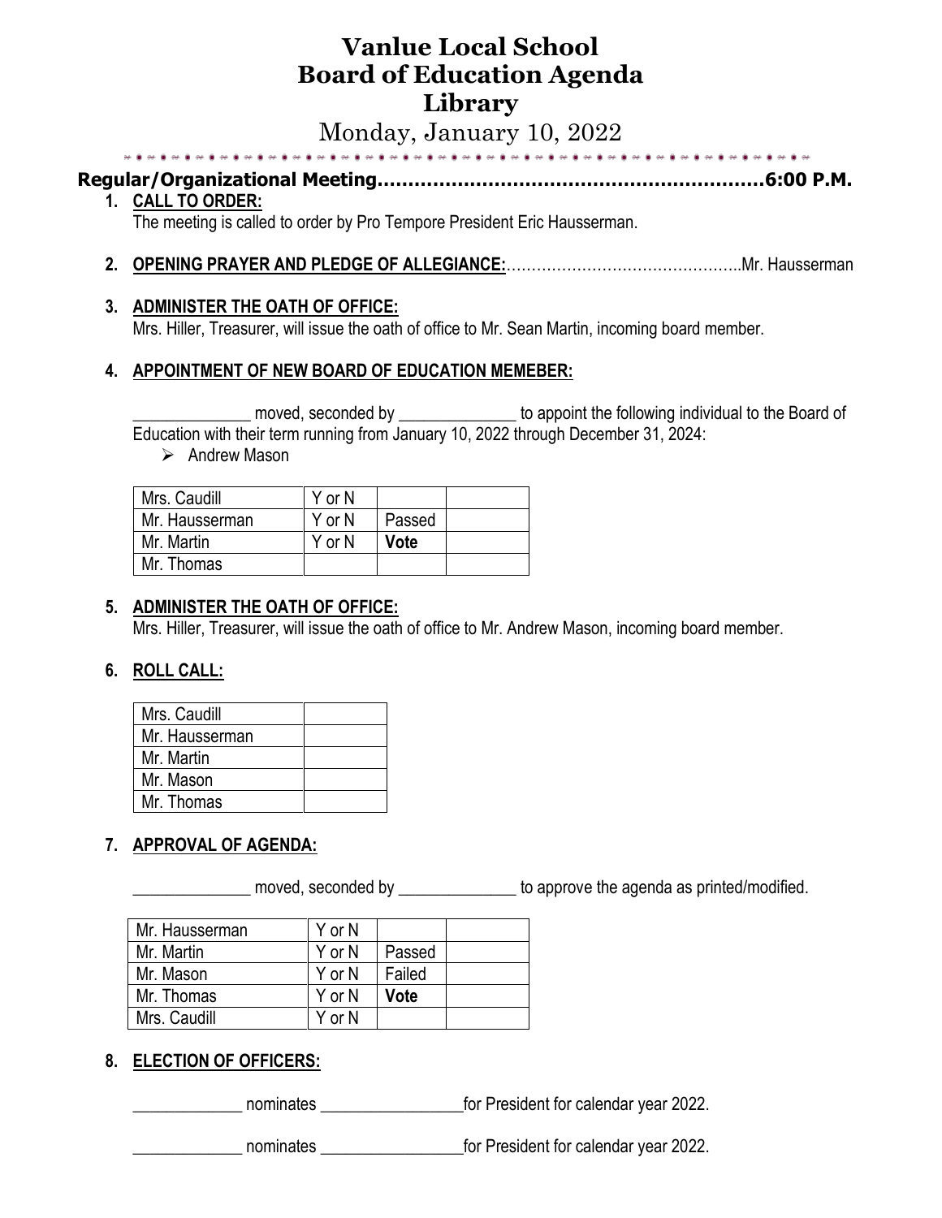# Vanlue Local School
# Board of Education Agenda
# Library

Monday, January 10, 2022

**Regular/Organizational Meeting……………………………………………………6:00 P.M.**

1. **CALL TO ORDER:**
   The meeting is called to order by Pro Tempore President Eric Hausserman.

2. **OPENING PRAYER AND PLEDGE OF ALLEGIANCE:**………………………………………..Mr. Hausserman

3. **ADMINISTER THE OATH OF OFFICE:**
   Mrs. Hiller, Treasurer, will issue the oath of office to Mr. Sean Martin, incoming board member.

4. **APPOINTMENT OF NEW BOARD OF EDUCATION MEMEBER:**

   ______________ moved, seconded by ______________ to appoint the following individual to the Board of Education with their term running from January 10, 2022 through December 31, 2024:
   - Andrew Mason

| | | | |
|---|---|---|---|
| Mrs. Caudill | Y or N | | |
| Mr. Hausserman | Y or N | Passed | |
| Mr. Martin | Y or N | **Vote** | |
| Mr. Thomas | | | |

5. **ADMINISTER THE OATH OF OFFICE:**
   Mrs. Hiller, Treasurer, will issue the oath of office to Mr. Andrew Mason, incoming board member.

6. **ROLL CALL:**

| | |
|---|---|
| Mrs. Caudill | |
| Mr. Hausserman | |
| Mr. Martin | |
| Mr. Mason | |
| Mr. Thomas | |

7. **APPROVAL OF AGENDA:**

   ______________ moved, seconded by ______________ to approve the agenda as printed/modified.

| | | | |
|---|---|---|---|
| Mr. Hausserman | Y or N | | |
| Mr. Martin | Y or N | Passed | |
| Mr. Mason | Y or N | Failed | |
| Mr. Thomas | Y or N | **Vote** | |
| Mrs. Caudill | Y or N | | |

8. **ELECTION OF OFFICERS:**

   _____________ nominates _________________for President for calendar year 2022.

   _____________ nominates _________________for President for calendar year 2022.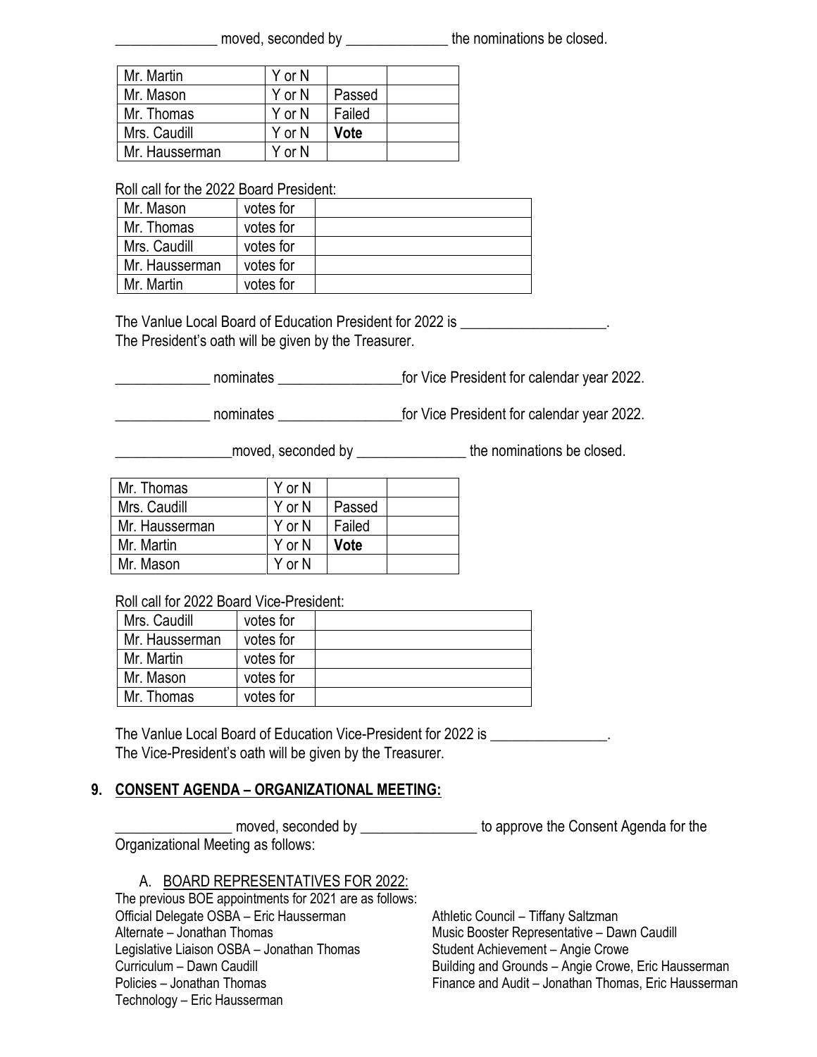______________ moved, seconded by ______________ the nominations be closed.

| | | | |
|---|---|---|---|
| Mr. Martin | Y or N | | |
| Mr. Mason | Y or N | Passed | |
| Mr. Thomas | Y or N | Failed | |
| Mrs. Caudill | Y or N | **Vote** | |
| Mr. Hausserman | Y or N | | |

Roll call for the 2022 Board President:

| | | |
|---|---|---|
| Mr. Mason | votes for | |
| Mr. Thomas | votes for | |
| Mrs. Caudill | votes for | |
| Mr. Hausserman | votes for | |
| Mr. Martin | votes for | |

The Vanlue Local Board of Education President for 2022 is ____________________.
The President's oath will be given by the Treasurer.

_____________ nominates _________________for Vice President for calendar year 2022.

_____________ nominates _________________for Vice President for calendar year 2022.

________________moved, seconded by _______________ the nominations be closed.

| | | | |
|---|---|---|---|
| Mr. Thomas | Y or N | | |
| Mrs. Caudill | Y or N | Passed | |
| Mr. Hausserman | Y or N | Failed | |
| Mr. Martin | Y or N | **Vote** | |
| Mr. Mason | Y or N | | |

Roll call for 2022 Board Vice-President:

| | | |
|---|---|---|
| Mrs. Caudill | votes for | |
| Mr. Hausserman | votes for | |
| Mr. Martin | votes for | |
| Mr. Mason | votes for | |
| Mr. Thomas | votes for | |

The Vanlue Local Board of Education Vice-President for 2022 is ________________.
The Vice-President's oath will be given by the Treasurer.

## 9. CONSENT AGENDA – ORGANIZATIONAL MEETING:

________________ moved, seconded by ________________ to approve the Consent Agenda for the Organizational Meeting as follows:

A. BOARD REPRESENTATIVES FOR 2022:

The previous BOE appointments for 2021 are as follows:

Official Delegate OSBA – Eric Hausserman
Alternate – Jonathan Thomas
Legislative Liaison OSBA – Jonathan Thomas
Curriculum – Dawn Caudill
Policies – Jonathan Thomas
Technology – Eric Hausserman
Athletic Council – Tiffany Saltzman
Music Booster Representative – Dawn Caudill
Student Achievement – Angie Crowe
Building and Grounds – Angie Crowe, Eric Hausserman
Finance and Audit – Jonathan Thomas, Eric Hausserman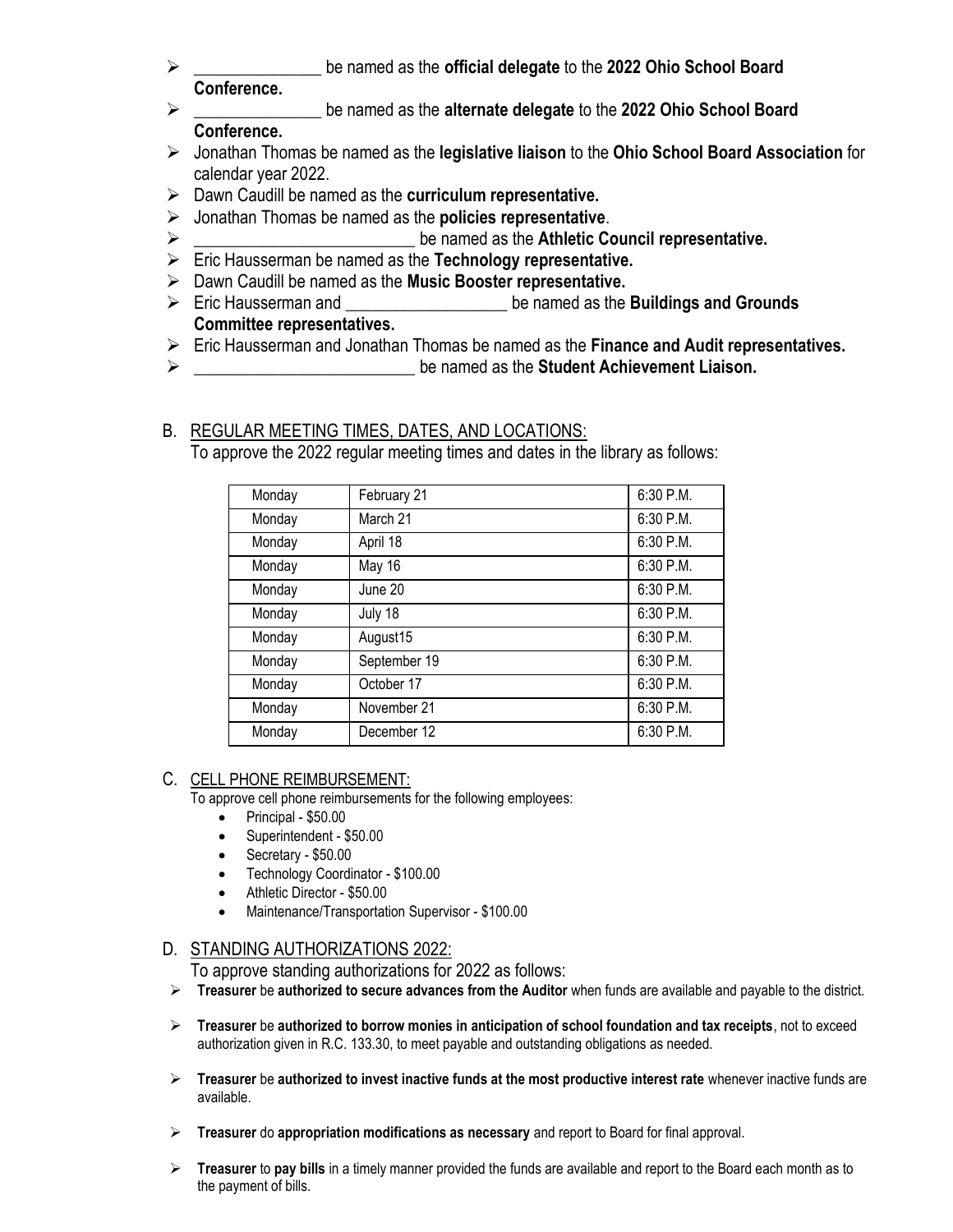- _______________ be named as the **official delegate** to the **2022 Ohio School Board Conference.**
- _______________ be named as the **alternate delegate** to the **2022 Ohio School Board Conference.**
- Jonathan Thomas be named as the **legislative liaison** to the **Ohio School Board Association** for calendar year 2022.
- Dawn Caudill be named as the **curriculum representative.**
- Jonathan Thomas be named as the **policies representative**.
- __________________________ be named as the **Athletic Council representative.**
- Eric Hausserman be named as the **Technology representative.**
- Dawn Caudill be named as the **Music Booster representative.**
- Eric Hausserman and ___________________ be named as the **Buildings and Grounds Committee representatives.**
- Eric Hausserman and Jonathan Thomas be named as the **Finance and Audit representatives.**
- __________________________ be named as the **Student Achievement Liaison.**

B. REGULAR MEETING TIMES, DATES, AND LOCATIONS:

To approve the 2022 regular meeting times and dates in the library as follows:

| | | |
|---|---|---|
| Monday | February 21 | 6:30 P.M. |
| Monday | March 21 | 6:30 P.M. |
| Monday | April 18 | 6:30 P.M. |
| Monday | May 16 | 6:30 P.M. |
| Monday | June 20 | 6:30 P.M. |
| Monday | July 18 | 6:30 P.M. |
| Monday | August15 | 6:30 P.M. |
| Monday | September 19 | 6:30 P.M. |
| Monday | October 17 | 6:30 P.M. |
| Monday | November 21 | 6:30 P.M. |
| Monday | December 12 | 6:30 P.M. |

C. CELL PHONE REIMBURSEMENT:

To approve cell phone reimbursements for the following employees:

- Principal - $50.00
- Superintendent - $50.00
- Secretary - $50.00
- Technology Coordinator - $100.00
- Athletic Director - $50.00
- Maintenance/Transportation Supervisor - $100.00

D. STANDING AUTHORIZATIONS 2022:

To approve standing authorizations for 2022 as follows:

- **Treasurer** be **authorized to secure advances from the Auditor** when funds are available and payable to the district.
- **Treasurer** be **authorized to borrow monies in anticipation of school foundation and tax receipts**, not to exceed authorization given in R.C. 133.30, to meet payable and outstanding obligations as needed.
- **Treasurer** be **authorized to invest inactive funds at the most productive interest rate** whenever inactive funds are available.
- **Treasurer** do **appropriation modifications as necessary** and report to Board for final approval.
- **Treasurer** to **pay bills** in a timely manner provided the funds are available and report to the Board each month as to the payment of bills.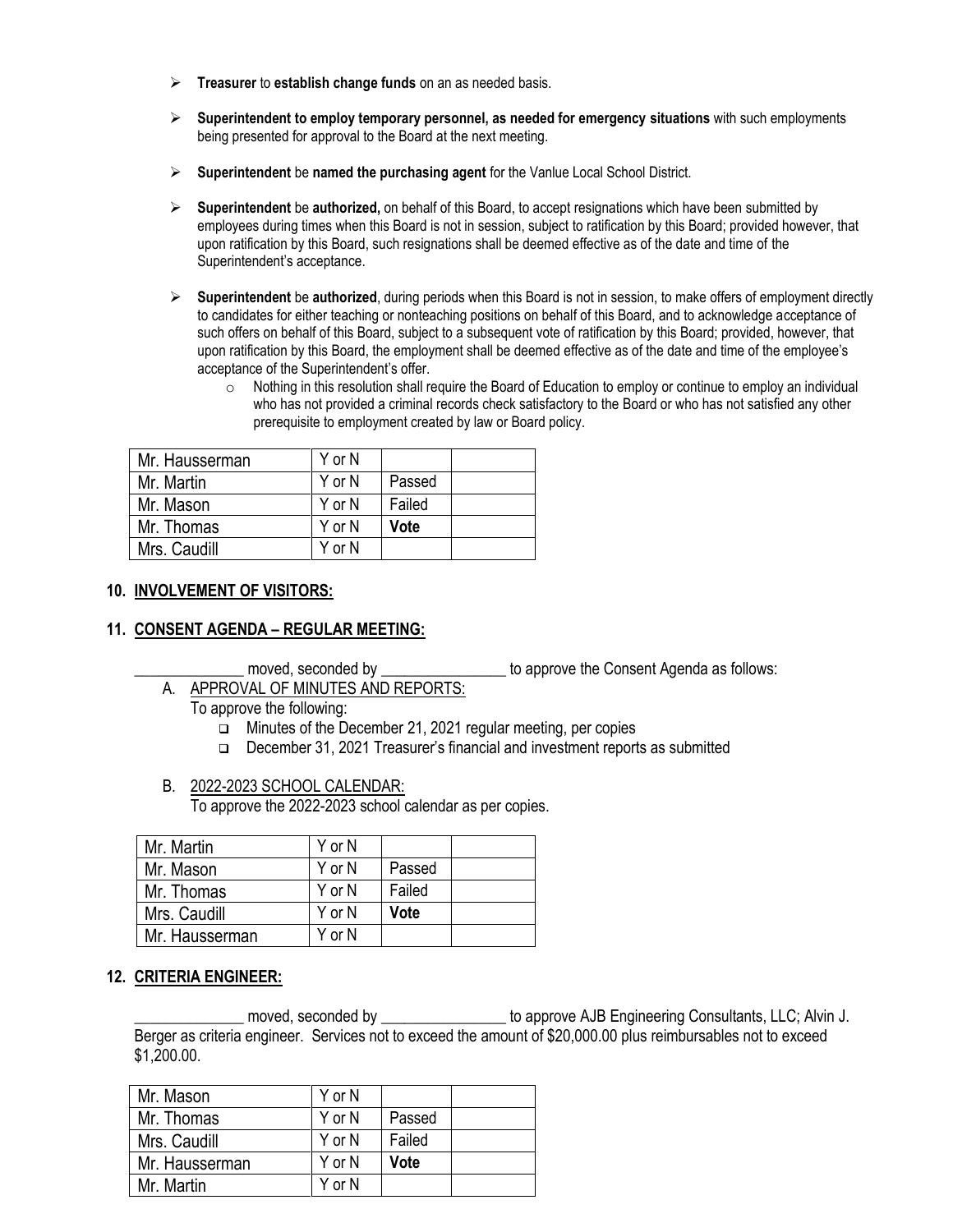- **Treasurer** to **establish change funds** on an as needed basis.
- **Superintendent to employ temporary personnel, as needed for emergency situations** with such employments being presented for approval to the Board at the next meeting.
- **Superintendent** be **named the purchasing agent** for the Vanlue Local School District.
- **Superintendent** be **authorized,** on behalf of this Board, to accept resignations which have been submitted by employees during times when this Board is not in session, subject to ratification by this Board; provided however, that upon ratification by this Board, such resignations shall be deemed effective as of the date and time of the Superintendent's acceptance.
- **Superintendent** be **authorized**, during periods when this Board is not in session, to make offers of employment directly to candidates for either teaching or nonteaching positions on behalf of this Board, and to acknowledge acceptance of such offers on behalf of this Board, subject to a subsequent vote of ratification by this Board; provided, however, that upon ratification by this Board, the employment shall be deemed effective as of the date and time of the employee's acceptance of the Superintendent's offer.
  - Nothing in this resolution shall require the Board of Education to employ or continue to employ an individual who has not provided a criminal records check satisfactory to the Board or who has not satisfied any other prerequisite to employment created by law or Board policy.

| | | | |
|---|---|---|---|
| Mr. Hausserman | Y or N | | |
| Mr. Martin | Y or N | Passed | |
| Mr. Mason | Y or N | Failed | |
| Mr. Thomas | Y or N | **Vote** | |
| Mrs. Caudill | Y or N | | |

## 10. INVOLVEMENT OF VISITORS:

## 11. CONSENT AGENDA – REGULAR MEETING:

______________ moved, seconded by ________________ to approve the Consent Agenda as follows:

A. APPROVAL OF MINUTES AND REPORTS:
   To approve the following:
   - Minutes of the December 21, 2021 regular meeting, per copies
   - December 31, 2021 Treasurer's financial and investment reports as submitted

B. 2022-2023 SCHOOL CALENDAR:
   To approve the 2022-2023 school calendar as per copies.

| | | | |
|---|---|---|---|
| Mr. Martin | Y or N | | |
| Mr. Mason | Y or N | Passed | |
| Mr. Thomas | Y or N | Failed | |
| Mrs. Caudill | Y or N | **Vote** | |
| Mr. Hausserman | Y or N | | |

## 12. CRITERIA ENGINEER:

______________ moved, seconded by ________________ to approve AJB Engineering Consultants, LLC; Alvin J. Berger as criteria engineer. Services not to exceed the amount of $20,000.00 plus reimbursables not to exceed $1,200.00.

| | | | |
|---|---|---|---|
| Mr. Mason | Y or N | | |
| Mr. Thomas | Y or N | Passed | |
| Mrs. Caudill | Y or N | Failed | |
| Mr. Hausserman | Y or N | **Vote** | |
| Mr. Martin | Y or N | | |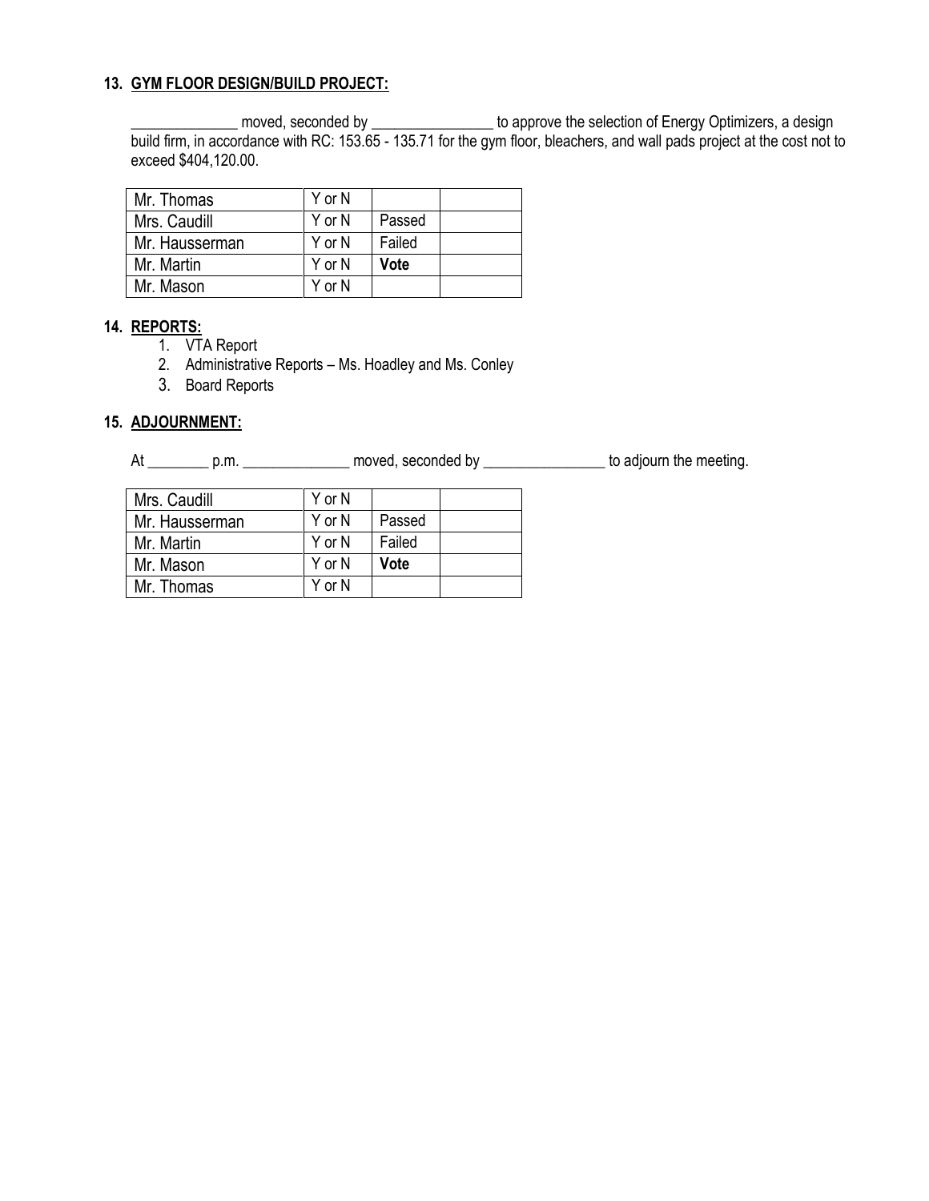### 13. GYM FLOOR DESIGN/BUILD PROJECT:

______________ moved, seconded by ________________ to approve the selection of Energy Optimizers, a design build firm, in accordance with RC: 153.65 - 135.71 for the gym floor, bleachers, and wall pads project at the cost not to exceed $404,120.00.

| | | | |
|---|---|---|---|
| Mr. Thomas | Y or N | | |
| Mrs. Caudill | Y or N | Passed | |
| Mr. Hausserman | Y or N | Failed | |
| Mr. Martin | Y or N | **Vote** | |
| Mr. Mason | Y or N | | |

### 14. REPORTS:

1. VTA Report
2. Administrative Reports – Ms. Hoadley and Ms. Conley
3. Board Reports

### 15. ADJOURNMENT:

At ________ p.m. ______________ moved, seconded by ________________ to adjourn the meeting.

| | | | |
|---|---|---|---|
| Mrs. Caudill | Y or N | | |
| Mr. Hausserman | Y or N | Passed | |
| Mr. Martin | Y or N | Failed | |
| Mr. Mason | Y or N | **Vote** | |
| Mr. Thomas | Y or N | | |